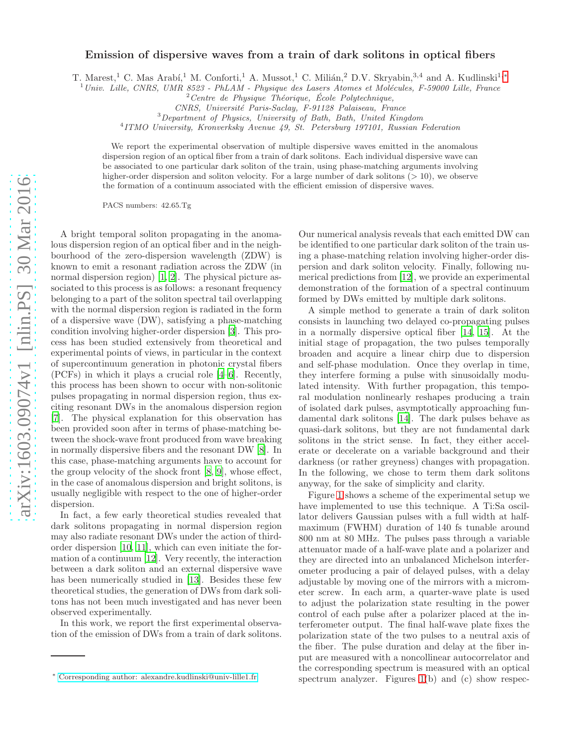# Emission of dispersive waves from a train of dark solitons in optical fibers

T. Marest,[1] C. Mas Arabí,[1] M. Conforti,[1] A. Mussot,[1] C. Milián,[2] D.V. Skryabin,[3,4] and A. Kudlinski[1,*]

[1] *Univ. Lille, CNRS, UMR 8523 - PhLAM - Physique des Lasers Atomes et Molécules, F-59000 Lille, France*

[2] *Centre de Physique Théorique, École Polytechnique, CNRS, Université Paris-Saclay, F-91128 Palaiseau, France*

[3] *Department of Physics, University of Bath, Bath, United Kingdom*

[4] *ITMO University, Kronverksky Avenue 49, St. Petersburg 197101, Russian Federation*

We report the experimental observation of multiple dispersive waves emitted in the anomalous dispersion region of an optical fiber from a train of dark solitons. Each individual dispersive wave can be associated to one particular dark soliton of the train, using phase-matching arguments involving higher-order dispersion and soliton velocity. For a large number of dark solitons (> 10), we observe the formation of a continuum associated with the efficient emission of dispersive waves.

PACS numbers: 42.65.Tg

A bright temporal soliton propagating in the anomalous dispersion region of an optical fiber and in the neighbourhood of the zero-dispersion wavelength (ZDW) is known to emit a resonant radiation across the ZDW (in normal dispersion region) [1, 2]. The physical picture associated to this process is as follows: a resonant frequency belonging to a part of the soliton spectral tail overlapping with the normal dispersion region is radiated in the form of a dispersive wave (DW), satisfying a phase-matching condition involving higher-order dispersion [3]. This process has been studied extensively from theoretical and experimental points of views, in particular in the context of supercontinuum generation in photonic crystal fibers (PCFs) in which it plays a crucial role [4–6]. Recently, this process has been shown to occur with non-solitonic pulses propagating in normal dispersion region, thus exciting resonant DWs in the anomalous dispersion region [7]. The physical explanation for this observation has been provided soon after in terms of phase-matching between the shock-wave front produced from wave breaking in normally dispersive fibers and the resonant DW [8]. In this case, phase-matching arguments have to account for the group velocity of the shock front [8, 9], whose effect, in the case of anomalous dispersion and bright solitons, is usually negligible with respect to the one of higher-order dispersion.

In fact, a few early theoretical studies revealed that dark solitons propagating in normal dispersion region may also radiate resonant DWs under the action of third-order dispersion [10, 11], which can even initiate the formation of a continuum [12]. Very recently, the interaction between a dark soliton and an external dispersive wave has been numerically studied in [13]. Besides these few theoretical studies, the generation of DWs from dark solitons has not been much investigated and has never been observed experimentally.

In this work, we report the first experimental observation of the emission of DWs from a train of dark solitons. Our numerical analysis reveals that each emitted DW can be identified to one particular dark soliton of the train using a phase-matching relation involving higher-order dispersion and dark soliton velocity. Finally, following numerical predictions from [12], we provide an experimental demonstration of the formation of a spectral continuum formed by DWs emitted by multiple dark solitons.

A simple method to generate a train of dark soliton consists in launching two delayed co-propagating pulses in a normally dispersive optical fiber [14, 15]. At the initial stage of propagation, the two pulses temporally broaden and acquire a linear chirp due to dispersion and self-phase modulation. Once they overlap in time, they interfere forming a pulse with sinusoidally modulated intensity. With further propagation, this temporal modulation nonlinearly reshapes producing a train of isolated dark pulses, asymptotically approaching fundamental dark solitons [14]. The dark pulses behave as quasi-dark solitons, but they are not fundamental dark solitons in the strict sense. In fact, they either accelerate or decelerate on a variable background and their darkness (or rather greyness) changes with propagation. In the following, we chose to term them dark solitons anyway, for the sake of simplicity and clarity.

Figure 1 shows a scheme of the experimental setup we have implemented to use this technique. A Ti:Sa oscillator delivers Gaussian pulses with a full width at half-maximum (FWHM) duration of 140 fs tunable around 800 nm at 80 MHz. The pulses pass through a variable attenuator made of a half-wave plate and a polarizer and they are directed into an unbalanced Michelson interferometer producing a pair of delayed pulses, with a delay adjustable by moving one of the mirrors with a micrometer screw. In each arm, a quarter-wave plate is used to adjust the polarization state resulting in the power control of each pulse after a polarizer placed at the interferometer output. The final half-wave plate fixes the polarization state of the two pulses to a neutral axis of the fiber. The pulse duration and delay at the fiber input are measured with a noncollinear autocorrelator and the corresponding spectrum is measured with an optical spectrum analyzer. Figures 1(b) and (c) show respec-

[*] Corresponding author: alexandre.kudlinski@univ-lille1.fr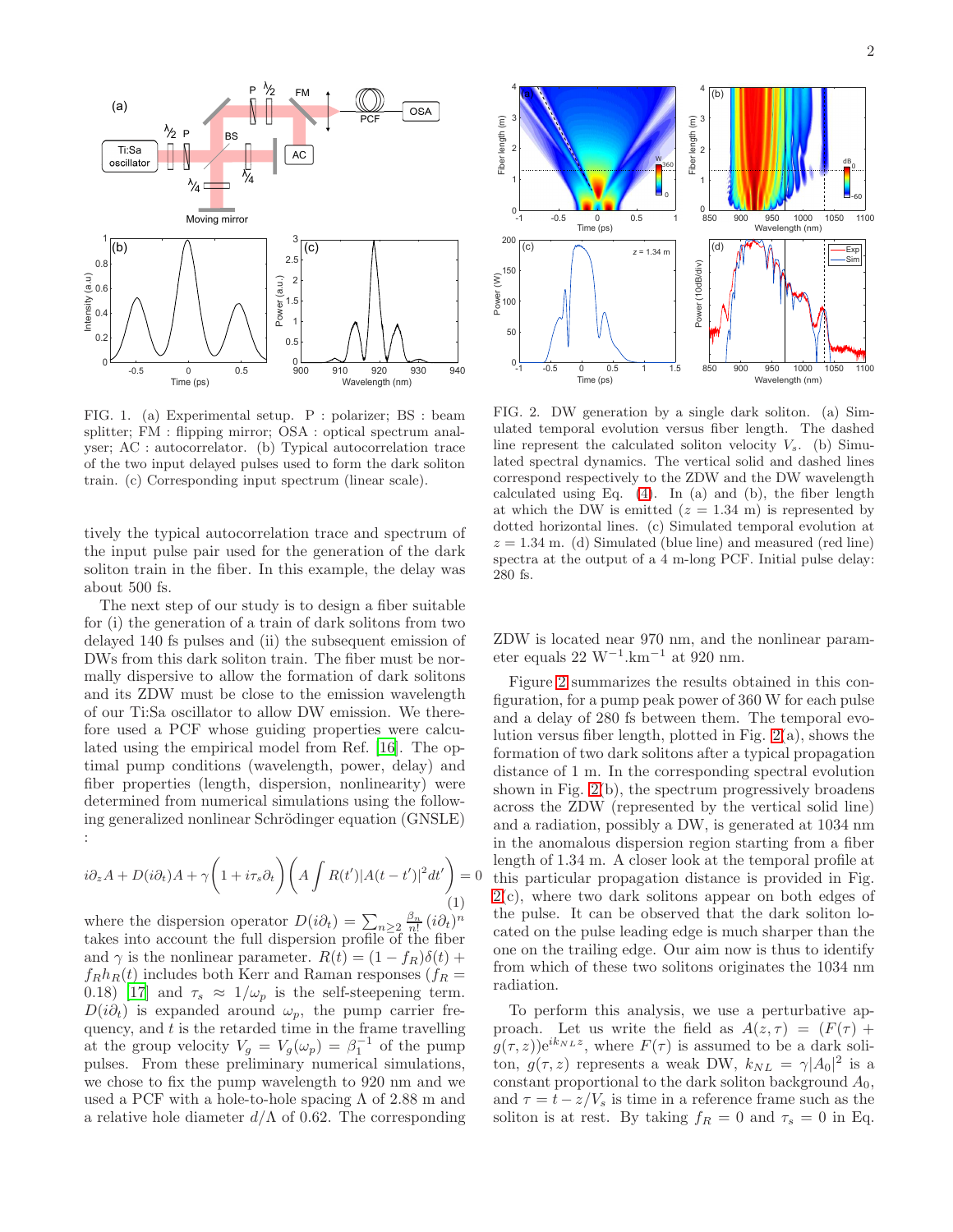FIG. 1. (a) Experimental setup. P : polarizer; BS : beam splitter; FM : flipping mirror; OSA : optical spectrum analyser; AC : autocorrelator. (b) Typical autocorrelation trace of the two input delayed pulses used to form the dark soliton train. (c) Corresponding input spectrum (linear scale).

FIG. 2. DW generation by a single dark soliton. (a) Simulated temporal evolution versus fiber length. The dashed line represent the calculated soliton velocity $V_s$. (b) Simulated spectral dynamics. The vertical solid and dashed lines correspond respectively to the ZDW and the DW wavelength calculated using Eq. (4). In (a) and (b), the fiber length at which the DW is emitted ($z = 1.34$ m) is represented by dotted horizontal lines. (c) Simulated temporal evolution at $z = 1.34$ m. (d) Simulated (blue line) and measured (red line) spectra at the output of a 4 m-long PCF. Initial pulse delay: 280 fs.

tively the typical autocorrelation trace and spectrum of the input pulse pair used for the generation of the dark soliton train in the fiber. In this example, the delay was about 500 fs.

The next step of our study is to design a fiber suitable for (i) the generation of a train of dark solitons from two delayed 140 fs pulses and (ii) the subsequent emission of DWs from this dark soliton train. The fiber must be normally dispersive to allow the formation of dark solitons and its ZDW must be close to the emission wavelength of our Ti:Sa oscillator to allow DW emission. We therefore used a PCF whose guiding properties were calculated using the empirical model from Ref. [16]. The optimal pump conditions (wavelength, power, delay) and fiber properties (length, dispersion, nonlinearity) were determined from numerical simulations using the following generalized nonlinear Schrödinger equation (GNSLE) :

$$i\partial_z A + D(i\partial_t)A + \gamma\left(1 + i\tau_s\partial_t\right)\left(A\int R(t')|A(t-t')|^2 dt'\right) = 0 \tag{1}$$

where the dispersion operator $D(i\partial_t) = \sum_{n\geq 2}\frac{\beta_n}{n!}(i\partial_t)^n$ takes into account the full dispersion profile of the fiber and $\gamma$ is the nonlinear parameter. $R(t) = (1-f_R)\delta(t) + f_R h_R(t)$ includes both Kerr and Raman responses ($f_R = 0.18$) [17] and $\tau_s \approx 1/\omega_p$ is the self-steepening term. $D(i\partial_t)$ is expanded around $\omega_p$, the pump carrier frequency, and $t$ is the retarded time in the frame travelling at the group velocity $V_g = V_g(\omega_p) = \beta_1^{-1}$ of the pump pulses. From these preliminary numerical simulations, we chose to fix the pump wavelength to 920 nm and we used a PCF with a hole-to-hole spacing $\Lambda$ of 2.88 m and a relative hole diameter $d/\Lambda$ of 0.62. The corresponding ZDW is located near 970 nm, and the nonlinear parameter equals 22 $\mathrm{W}^{-1}.\mathrm{km}^{-1}$ at 920 nm.

Figure 2 summarizes the results obtained in this configuration, for a pump peak power of 360 W for each pulse and a delay of 280 fs between them. The temporal evolution versus fiber length, plotted in Fig. 2(a), shows the formation of two dark solitons after a typical propagation distance of 1 m. In the corresponding spectral evolution shown in Fig. 2(b), the spectrum progressively broadens across the ZDW (represented by the vertical solid line) and a radiation, possibly a DW, is generated at 1034 nm in the anomalous dispersion region starting from a fiber length of 1.34 m. A closer look at the temporal profile at this particular propagation distance is provided in Fig. 2(c), where two dark solitons appear on both edges of the pulse. It can be observed that the dark soliton located on the pulse leading edge is much sharper than the one on the trailing edge. Our aim now is thus to identify from which of these two solitons originates the 1034 nm radiation.

To perform this analysis, we use a perturbative approach. Let us write the field as $A(z,\tau) = (F(\tau) + g(\tau,z))e^{ik_{NL}z}$, where $F(\tau)$ is assumed to be a dark soliton, $g(\tau,z)$ represents a weak DW, $k_{NL} = \gamma|A_0|^2$ is a constant proportional to the dark soliton background $A_0$, and $\tau = t - z/V_s$ is time in a reference frame such as the soliton is at rest. By taking $f_R = 0$ and $\tau_s = 0$ in Eq.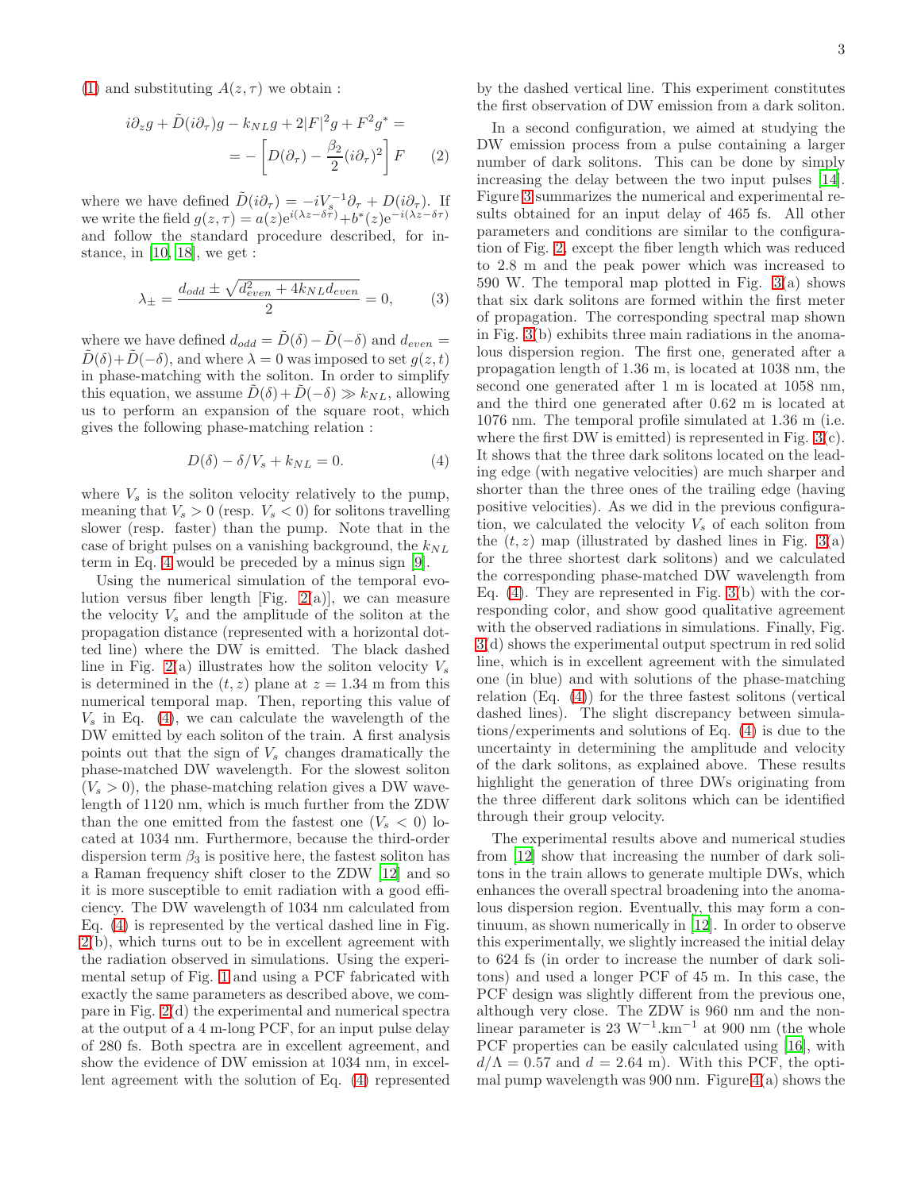(1) and substituting $A(z,\tau)$ we obtain :

$$i\partial_z g + \tilde{D}(i\partial_\tau)g - k_{NL}g + 2|F|^2 g + F^2 g^* = \\ = -\left[D(\partial_\tau) - \frac{\beta_2}{2}(i\partial_\tau)^2\right]F \quad (2)$$

where we have defined $\tilde{D}(i\partial_\tau) = -iV_s^{-1}\partial_\tau + D(i\partial_\tau)$. If we write the field $g(z,\tau) = a(z)e^{i(\lambda z - \delta\tau)} + b^*(z)e^{-i(\lambda z - \delta\tau)}$ and follow the standard procedure described, for instance, in [10, 18], we get :

$$\lambda_\pm = \frac{d_{odd} \pm \sqrt{d_{even}^2 + 4k_{NL}d_{even}}}{2} = 0, \quad (3)$$

where we have defined $d_{odd} = \tilde{D}(\delta) - \tilde{D}(-\delta)$ and $d_{even} = \tilde{D}(\delta) + \tilde{D}(-\delta)$, and where $\lambda = 0$ was imposed to set $g(z,t)$ in phase-matching with the soliton. In order to simplify this equation, we assume $\tilde{D}(\delta) + \tilde{D}(-\delta) \gg k_{NL}$, allowing us to perform an expansion of the square root, which gives the following phase-matching relation :

$$D(\delta) - \delta/V_s + k_{NL} = 0. \quad (4)$$

where $V_s$ is the soliton velocity relatively to the pump, meaning that $V_s > 0$ (resp. $V_s < 0$) for solitons travelling slower (resp. faster) than the pump. Note that in the case of bright pulses on a vanishing background, the $k_{NL}$ term in Eq. 4 would be preceded by a minus sign [9].

Using the numerical simulation of the temporal evolution versus fiber length [Fig. 2(a)], we can measure the velocity $V_s$ and the amplitude of the soliton at the propagation distance (represented with a horizontal dotted line) where the DW is emitted. The black dashed line in Fig. 2(a) illustrates how the soliton velocity $V_s$ is determined in the $(t,z)$ plane at $z = 1.34$ m from this numerical temporal map. Then, reporting this value of $V_s$ in Eq. (4), we can calculate the wavelength of the DW emitted by each soliton of the train. A first analysis points out that the sign of $V_s$ changes dramatically the phase-matched DW wavelength. For the slowest soliton ($V_s > 0$), the phase-matching relation gives a DW wavelength of 1120 nm, which is much further from the ZDW than the one emitted from the fastest one ($V_s < 0$) located at 1034 nm. Furthermore, because the third-order dispersion term $\beta_3$ is positive here, the fastest soliton has a Raman frequency shift closer to the ZDW [12] and so it is more susceptible to emit radiation with a good efficiency. The DW wavelength of 1034 nm calculated from Eq. (4) is represented by the vertical dashed line in Fig. 2(b), which turns out to be in excellent agreement with the radiation observed in simulations. Using the experimental setup of Fig. 1 and using a PCF fabricated with exactly the same parameters as described above, we compare in Fig. 2(d) the experimental and numerical spectra at the output of a 4 m-long PCF, for an input pulse delay of 280 fs. Both spectra are in excellent agreement, and show the evidence of DW emission at 1034 nm, in excellent agreement with the solution of Eq. (4) represented by the dashed vertical line. This experiment constitutes the first observation of DW emission from a dark soliton.

In a second configuration, we aimed at studying the DW emission process from a pulse containing a larger number of dark solitons. This can be done by simply increasing the delay between the two input pulses [14]. Figure 3 summarizes the numerical and experimental results obtained for an input delay of 465 fs. All other parameters and conditions are similar to the configuration of Fig. 2, except the fiber length which was reduced to 2.8 m and the peak power which was increased to 590 W. The temporal map plotted in Fig. 3(a) shows that six dark solitons are formed within the first meter of propagation. The corresponding spectral map shown in Fig. 3(b) exhibits three main radiations in the anomalous dispersion region. The first one, generated after a propagation length of 1.36 m, is located at 1038 nm, the second one generated after 1 m is located at 1058 nm, and the third one generated after 0.62 m is located at 1076 nm. The temporal profile simulated at 1.36 m (i.e. where the first DW is emitted) is represented in Fig. 3(c). It shows that the three dark solitons located on the leading edge (with negative velocities) are much sharper and shorter than the three ones of the trailing edge (having positive velocities). As we did in the previous configuration, we calculated the velocity $V_s$ of each soliton from the $(t,z)$ map (illustrated by dashed lines in Fig. 3(a) for the three shortest dark solitons) and we calculated the corresponding phase-matched DW wavelength from Eq. (4). They are represented in Fig. 3(b) with the corresponding color, and show good qualitative agreement with the observed radiations in simulations. Finally, Fig. 3(d) shows the experimental output spectrum in red solid line, which is in excellent agreement with the simulated one (in blue) and with solutions of the phase-matching relation (Eq. (4)) for the three fastest solitons (vertical dashed lines). The slight discrepancy between simulations/experiments and solutions of Eq. (4) is due to the uncertainty in determining the amplitude and velocity of the dark solitons, as explained above. These results highlight the generation of three DWs originating from the three different dark solitons which can be identified through their group velocity.

The experimental results above and numerical studies from [12] show that increasing the number of dark solitons in the train allows to generate multiple DWs, which enhances the overall spectral broadening into the anomalous dispersion region. Eventually, this may form a continuum, as shown numerically in [12]. In order to observe this experimentally, we slightly increased the initial delay to 624 fs (in order to increase the number of dark solitons) and used a longer PCF of 45 m. In this case, the PCF design was slightly different from the previous one, although very close. The ZDW is 960 nm and the nonlinear parameter is 23 $\mathrm{W^{-1}.km^{-1}}$ at 900 nm (the whole PCF properties can be easily calculated using [16], with $d/\Lambda = 0.57$ and $d = 2.64$ m). With this PCF, the optimal pump wavelength was 900 nm. Figure 4(a) shows the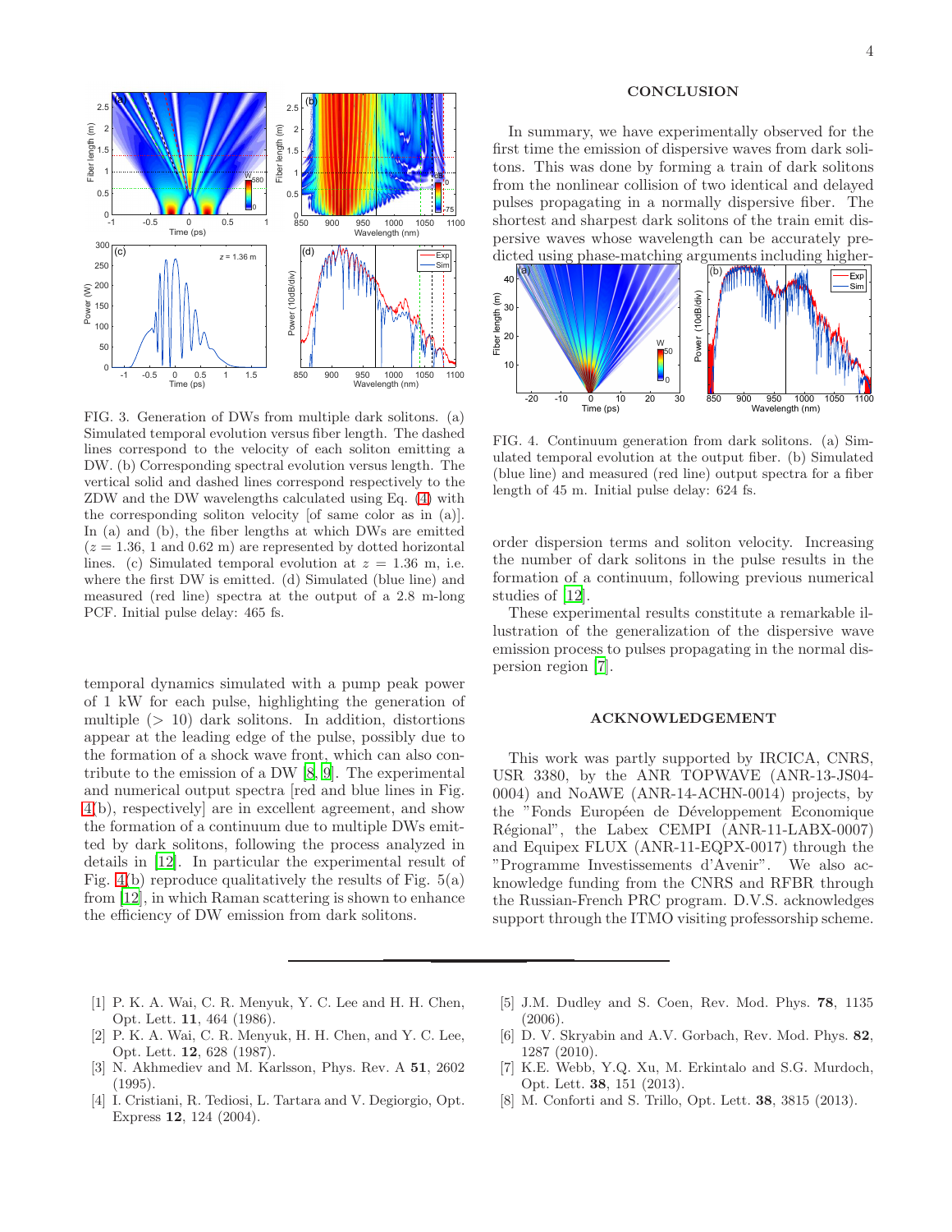FIG. 3. Generation of DWs from multiple dark solitons. (a) Simulated temporal evolution versus fiber length. The dashed lines correspond to the velocity of each soliton emitting a DW. (b) Corresponding spectral evolution versus length. The vertical solid and dashed lines correspond respectively to the ZDW and the DW wavelengths calculated using Eq. (4) with the corresponding soliton velocity [of same color as in (a)]. In (a) and (b), the fiber lengths at which DWs are emitted ($z = 1.36$, 1 and 0.62 m) are represented by dotted horizontal lines. (c) Simulated temporal evolution at $z = 1.36$ m, i.e. where the first DW is emitted. (d) Simulated (blue line) and measured (red line) spectra at the output of a 2.8 m-long PCF. Initial pulse delay: 465 fs.

temporal dynamics simulated with a pump peak power of 1 kW for each pulse, highlighting the generation of multiple ($> 10$) dark solitons. In addition, distortions appear at the leading edge of the pulse, possibly due to the formation of a shock wave front, which can also contribute to the emission of a DW [8, 9]. The experimental and numerical output spectra [red and blue lines in Fig. 4(b), respectively] are in excellent agreement, and show the formation of a continuum due to multiple DWs emitted by dark solitons, following the process analyzed in details in [12]. In particular the experimental result of Fig. 4(b) reproduce qualitatively the results of Fig. 5(a) from [12], in which Raman scattering is shown to enhance the efficiency of DW emission from dark solitons.

## CONCLUSION

In summary, we have experimentally observed for the first time the emission of dispersive waves from dark solitons. This was done by forming a train of dark solitons from the nonlinear collision of two identical and delayed pulses propagating in a normally dispersive fiber. The shortest and sharpest dark solitons of the train emit dispersive waves whose wavelength can be accurately predicted using phase-matching arguments including higher-order dispersion terms and soliton velocity. Increasing the number of dark solitons in the pulse results in the formation of a continuum, following previous numerical studies of [12].

FIG. 4. Continuum generation from dark solitons. (a) Simulated temporal evolution at the output fiber. (b) Simulated (blue line) and measured (red line) output spectra for a fiber length of 45 m. Initial pulse delay: 624 fs.

These experimental results constitute a remarkable illustration of the generalization of the dispersive wave emission process to pulses propagating in the normal dispersion region [7].

## ACKNOWLEDGEMENT

This work was partly supported by IRCICA, CNRS, USR 3380, by the ANR TOPWAVE (ANR-13-JS04-0004) and NoAWE (ANR-14-ACHN-0014) projects, by the "Fonds Européen de Développement Economique Régional", the Labex CEMPI (ANR-11-LABX-0007) and Equipex FLUX (ANR-11-EQPX-0017) through the "Programme Investissements d'Avenir". We also acknowledge funding from the CNRS and RFBR through the Russian-French PRC program. D.V.S. acknowledges support through the ITMO visiting professorship scheme.

---

[1] P. K. A. Wai, C. R. Menyuk, Y. C. Lee and H. H. Chen, Opt. Lett. **11**, 464 (1986).

[2] P. K. A. Wai, C. R. Menyuk, H. H. Chen, and Y. C. Lee, Opt. Lett. **12**, 628 (1987).

[3] N. Akhmediev and M. Karlsson, Phys. Rev. A **51**, 2602 (1995).

[4] I. Cristiani, R. Tediosi, L. Tartara and V. Degiorgio, Opt. Express **12**, 124 (2004).

[5] J.M. Dudley and S. Coen, Rev. Mod. Phys. **78**, 1135 (2006).

[6] D. V. Skryabin and A.V. Gorbach, Rev. Mod. Phys. **82**, 1287 (2010).

[7] K.E. Webb, Y.Q. Xu, M. Erkintalo and S.G. Murdoch, Opt. Lett. **38**, 151 (2013).

[8] M. Conforti and S. Trillo, Opt. Lett. **38**, 3815 (2013).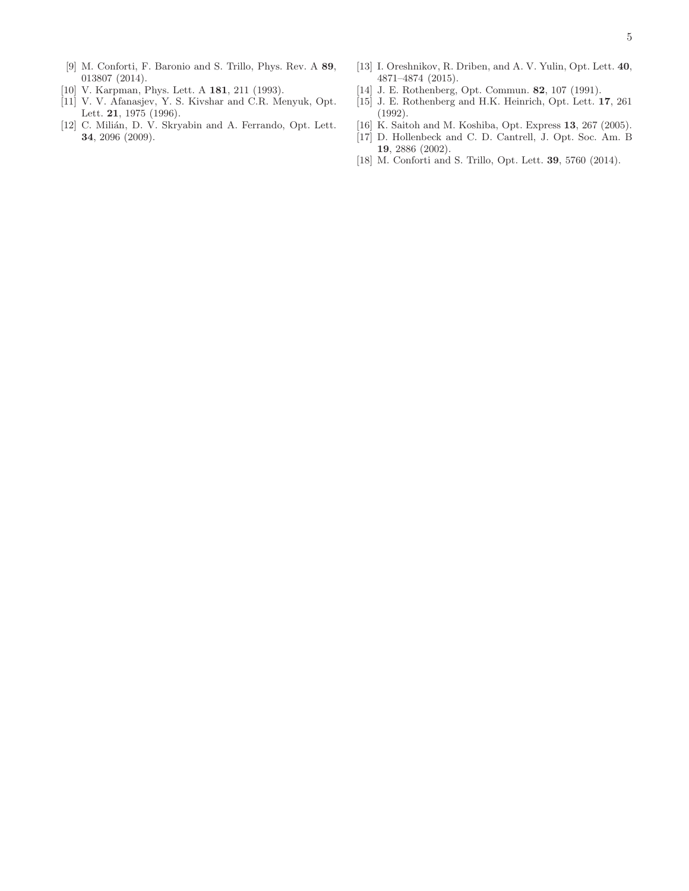[9] M. Conforti, F. Baronio and S. Trillo, Phys. Rev. A **89**, 013807 (2014).

[10] V. Karpman, Phys. Lett. A **181**, 211 (1993).

[11] V. V. Afanasjev, Y. S. Kivshar and C.R. Menyuk, Opt. Lett. **21**, 1975 (1996).

[12] C. Milián, D. V. Skryabin and A. Ferrando, Opt. Lett. **34**, 2096 (2009).

[13] I. Oreshnikov, R. Driben, and A. V. Yulin, Opt. Lett. **40**, 4871–4874 (2015).

[14] J. E. Rothenberg, Opt. Commun. **82**, 107 (1991).

[15] J. E. Rothenberg and H.K. Heinrich, Opt. Lett. **17**, 261 (1992).

[16] K. Saitoh and M. Koshiba, Opt. Express **13**, 267 (2005).

[17] D. Hollenbeck and C. D. Cantrell, J. Opt. Soc. Am. B **19**, 2886 (2002).

[18] M. Conforti and S. Trillo, Opt. Lett. **39**, 5760 (2014).